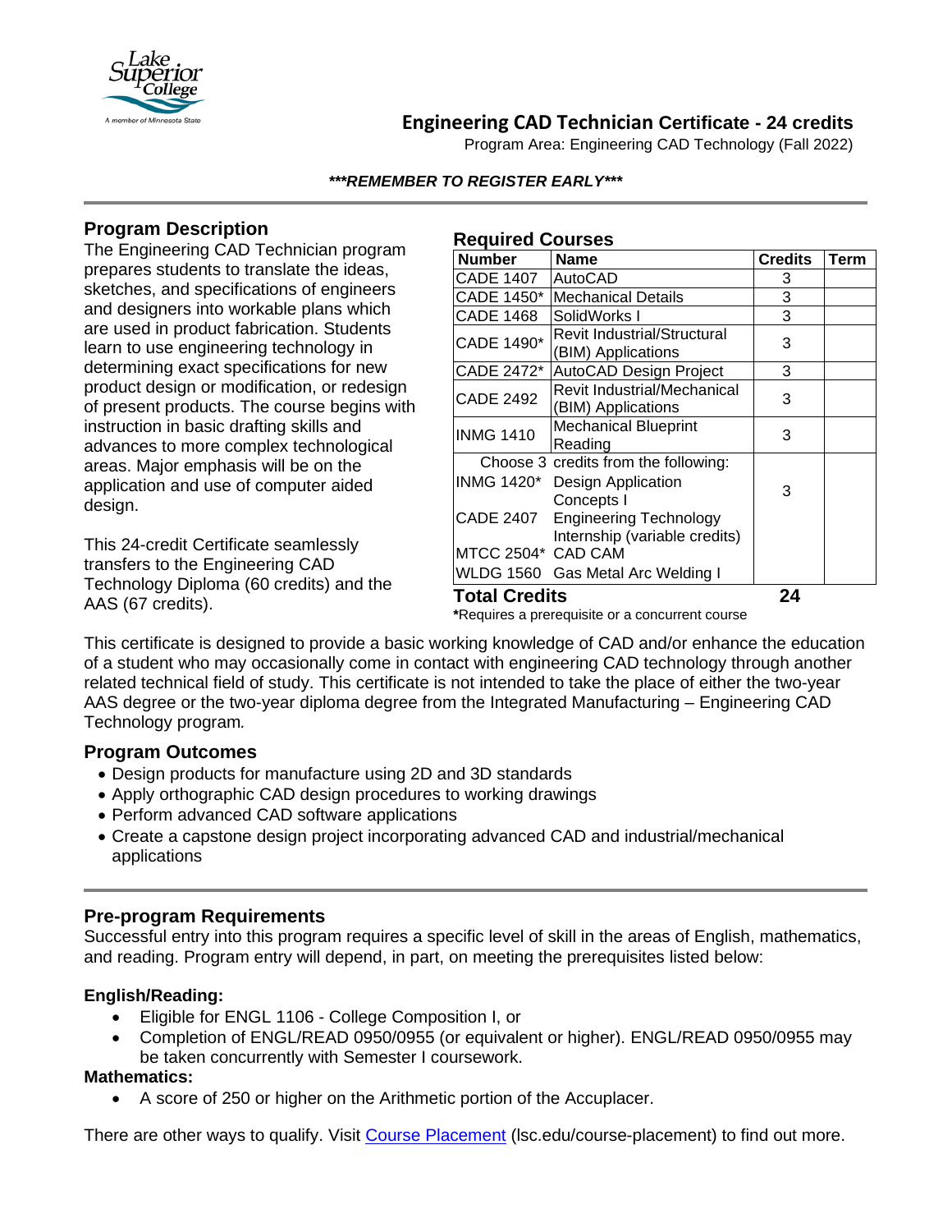# Engineering CAD Technician Certificate - 24 credits

Program Area: Engineering CAD Technology (Fall 2022)

***REMEMBER TO REGISTER EARLY***

## Program Description

The Engineering CAD Technician program prepares students to translate the ideas, sketches, and specifications of engineers and designers into workable plans which are used in product fabrication. Students learn to use engineering technology in determining exact specifications for new product design or modification, or redesign of present products. The course begins with instruction in basic drafting skills and advances to more complex technological areas. Major emphasis will be on the application and use of computer aided design.

This 24-credit Certificate seamlessly transfers to the Engineering CAD Technology Diploma (60 credits) and the AAS (67 credits).

## Required Courses

| Number | Name | Credits | Term |
|---|---|---|---|
| CADE 1407 | AutoCAD | 3 | |
| CADE 1450* | Mechanical Details | 3 | |
| CADE 1468 | SolidWorks I | 3 | |
| CADE 1490* | Revit Industrial/Structural (BIM) Applications | 3 | |
| CADE 2472* | AutoCAD Design Project | 3 | |
| CADE 2492 | Revit Industrial/Mechanical (BIM) Applications | 3 | |
| INMG 1410 | Mechanical Blueprint Reading | 3 | |
| Choose 3 credits from the following: | | 3 | |
| INMG 1420* | Design Application Concepts I | | |
| CADE 2407 | Engineering Technology Internship (variable credits) | | |
| MTCC 2504* | CAD CAM | | |
| WLDG 1560 | Gas Metal Arc Welding I | | |
| **Total Credits** | | **24** | |

***Requires a prerequisite or a concurrent course**

This certificate is designed to provide a basic working knowledge of CAD and/or enhance the education of a student who may occasionally come in contact with engineering CAD technology through another related technical field of study. This certificate is not intended to take the place of either the two-year AAS degree or the two-year diploma degree from the Integrated Manufacturing – Engineering CAD Technology program*.*

## Program Outcomes

- Design products for manufacture using 2D and 3D standards
- Apply orthographic CAD design procedures to working drawings
- Perform advanced CAD software applications
- Create a capstone design project incorporating advanced CAD and industrial/mechanical applications

## Pre-program Requirements

Successful entry into this program requires a specific level of skill in the areas of English, mathematics, and reading. Program entry will depend, in part, on meeting the prerequisites listed below:

**English/Reading:**

- Eligible for ENGL 1106 - College Composition I, or
- Completion of ENGL/READ 0950/0955 (or equivalent or higher). ENGL/READ 0950/0955 may be taken concurrently with Semester I coursework.

**Mathematics:**

- A score of 250 or higher on the Arithmetic portion of the Accuplacer.

There are other ways to qualify. Visit Course Placement (lsc.edu/course-placement) to find out more.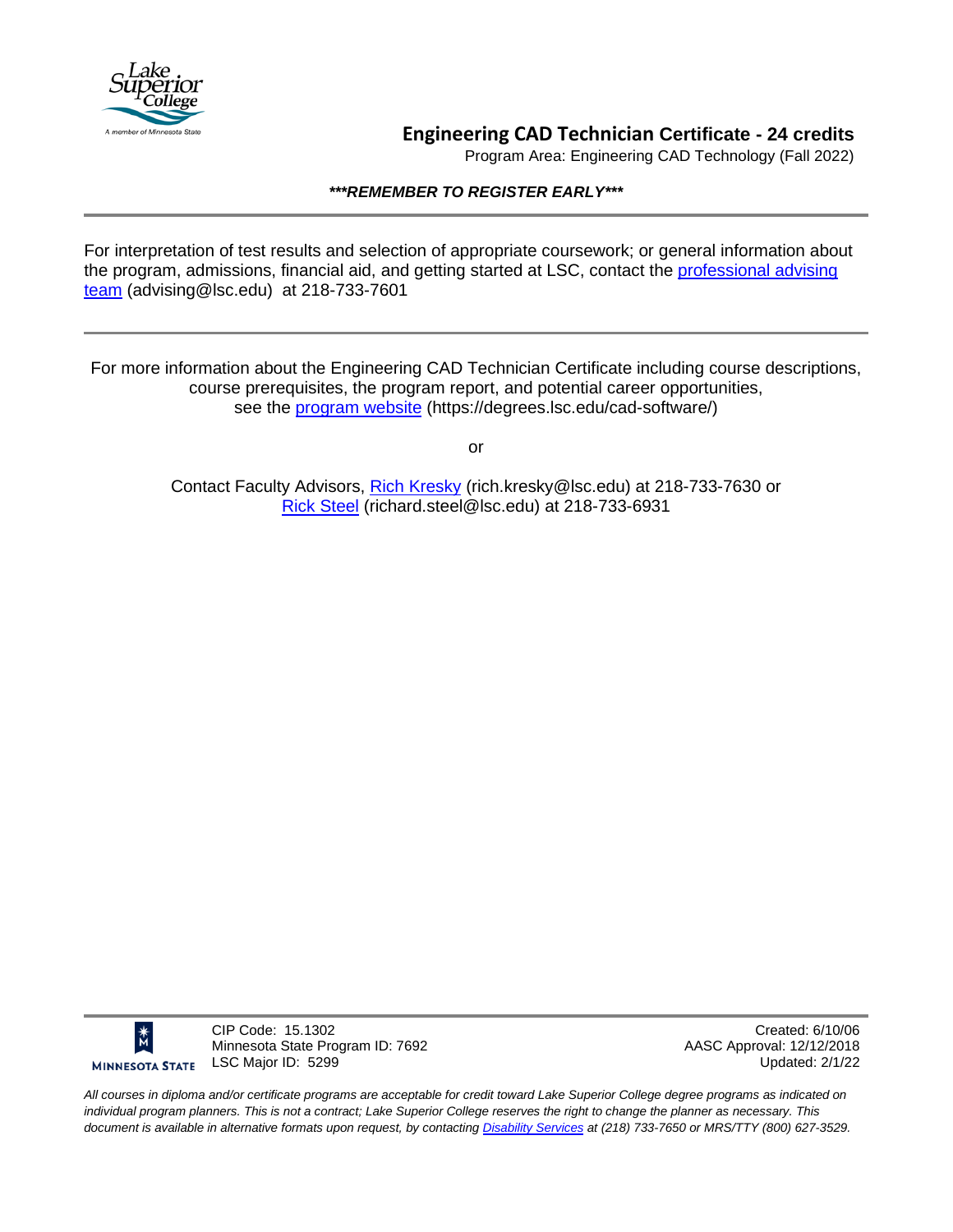## Engineering CAD Technician Certificate - 24 credits

Program Area: Engineering CAD Technology (Fall 2022)

***REMEMBER TO REGISTER EARLY***

---

For interpretation of test results and selection of appropriate coursework; or general information about the program, admissions, financial aid, and getting started at LSC, contact the professional advising team (advising@lsc.edu) at 218-733-7601

---

For more information about the Engineering CAD Technician Certificate including course descriptions, course prerequisites, the program report, and potential career opportunities, see the program website (https://degrees.lsc.edu/cad-software/)

or

Contact Faculty Advisors, Rich Kresky (rich.kresky@lsc.edu) at 218-733-7630 or Rick Steel (richard.steel@lsc.edu) at 218-733-6931

---

CIP Code: 15.1302
Minnesota State Program ID: 7692
LSC Major ID: 5299

Created: 6/10/06
AASC Approval: 12/12/2018
Updated: 2/1/22

*All courses in diploma and/or certificate programs are acceptable for credit toward Lake Superior College degree programs as indicated on individual program planners. This is not a contract; Lake Superior College reserves the right to change the planner as necessary. This document is available in alternative formats upon request, by contacting Disability Services at (218) 733-7650 or MRS/TTY (800) 627-3529.*